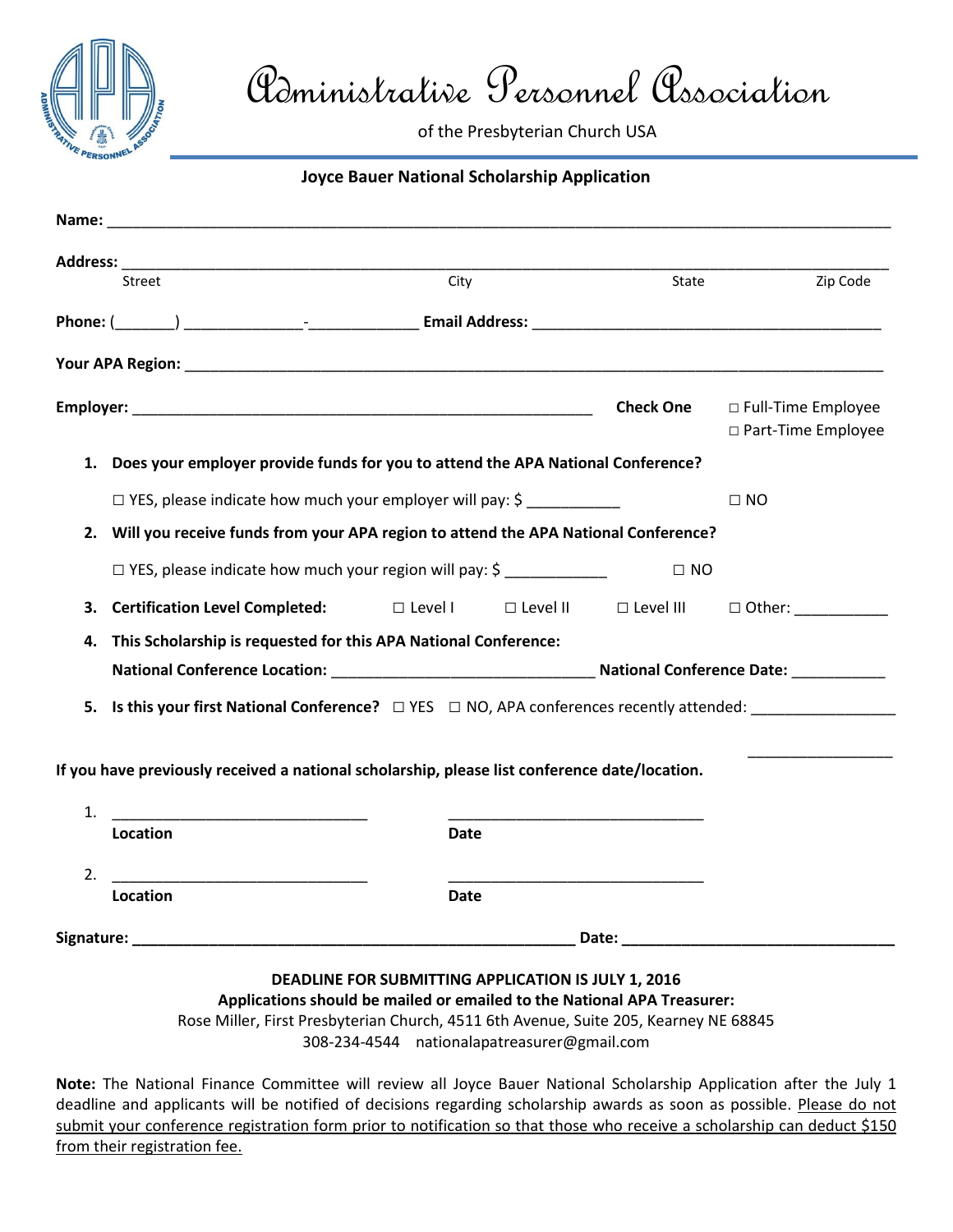# Administrative Personnel Association

of the Presbyterian Church USA

## Joyce Bauer National Scholarship Application

**Name:** ______________________________________________________________________________

**Address:** ____________________________________________________________________________
Street City State Zip Code

**Phone:** (_______) ______________-_____________ **Email Address:** ________________________________________

**Your APA Region:** _____________________________________________________________________

**Employer:** ___________________________________________________ **Check One** ☐ Full-Time Employee ☐ Part-Time Employee

1. **Does your employer provide funds for you to attend the APA National Conference?**

   ☐ YES, please indicate how much your employer will pay: $ ___________ ☐ NO

2. **Will you receive funds from your APA region to attend the APA National Conference?**

   ☐ YES, please indicate how much your region will pay: $ ____________ ☐ NO

3. **Certification Level Completed:** ☐ Level I ☐ Level II ☐ Level III ☐ Other: ___________

4. **This Scholarship is requested for this APA National Conference:**

   **National Conference Location:** ______________________________ **National Conference Date:** ___________

5. **Is this your first National Conference?** ☐ YES ☐ NO, APA conferences recently attended: _________________

   _________________

**If you have previously received a national scholarship, please list conference date/location.**

1. ______________________________ ______________________________
   **Location** **Date**

2. ______________________________ ______________________________
   **Location** **Date**

**Signature:** ____________________________________________________ **Date:** ________________________________

**DEADLINE FOR SUBMITTING APPLICATION IS JULY 1, 2016**

**Applications should be mailed or emailed to the National APA Treasurer:**

Rose Miller, First Presbyterian Church, 4511 6th Avenue, Suite 205, Kearney NE 68845

308-234-4544 nationalapatreasurer@gmail.com

**Note:** The National Finance Committee will review all Joyce Bauer National Scholarship Application after the July 1 deadline and applicants will be notified of decisions regarding scholarship awards as soon as possible. Please do not submit your conference registration form prior to notification so that those who receive a scholarship can deduct $150 from their registration fee.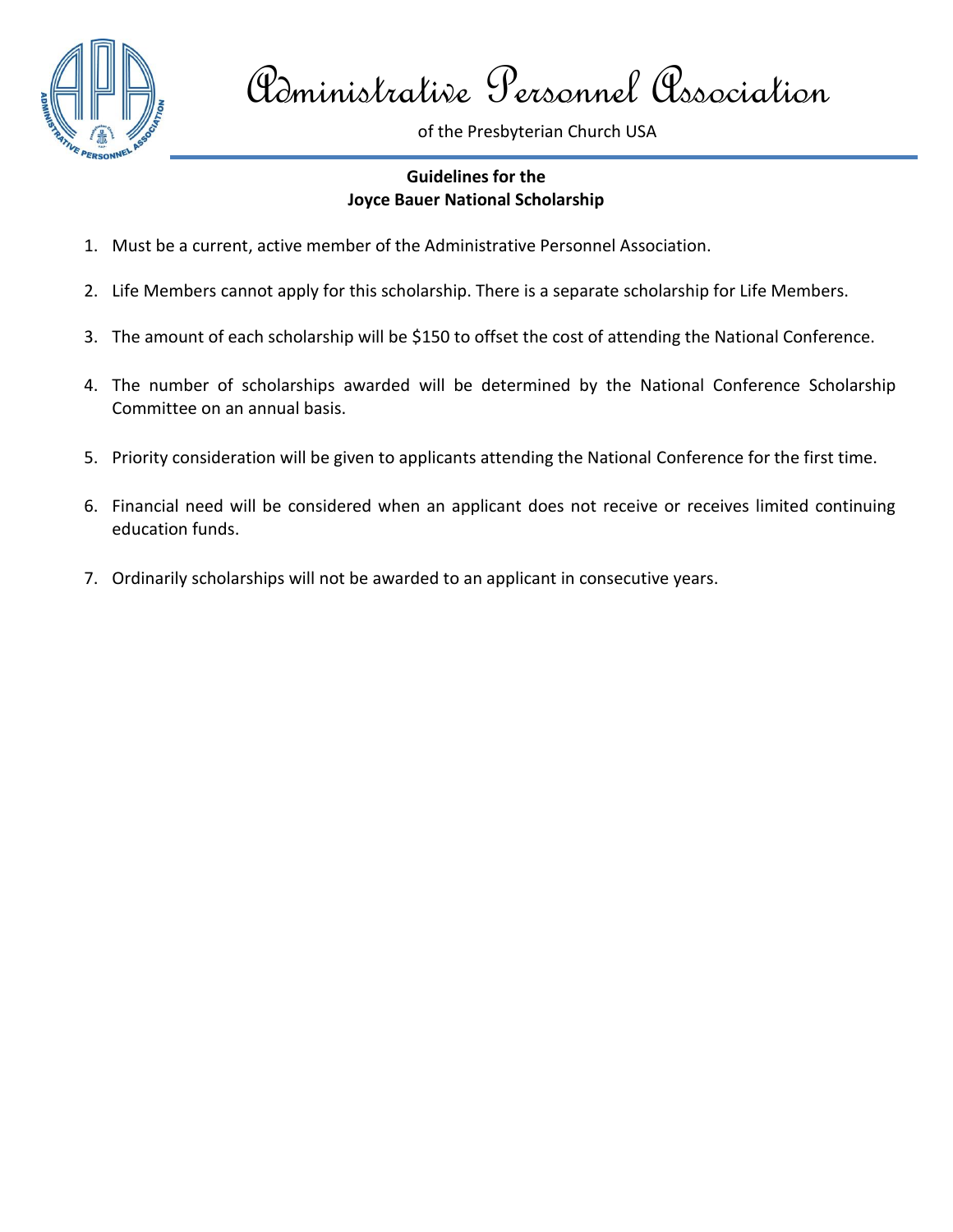# Administrative Personnel Association

of the Presbyterian Church USA

**Guidelines for the**
**Joyce Bauer National Scholarship**

1. Must be a current, active member of the Administrative Personnel Association.
2. Life Members cannot apply for this scholarship. There is a separate scholarship for Life Members.
3. The amount of each scholarship will be $150 to offset the cost of attending the National Conference.
4. The number of scholarships awarded will be determined by the National Conference Scholarship Committee on an annual basis.
5. Priority consideration will be given to applicants attending the National Conference for the first time.
6. Financial need will be considered when an applicant does not receive or receives limited continuing education funds.
7. Ordinarily scholarships will not be awarded to an applicant in consecutive years.